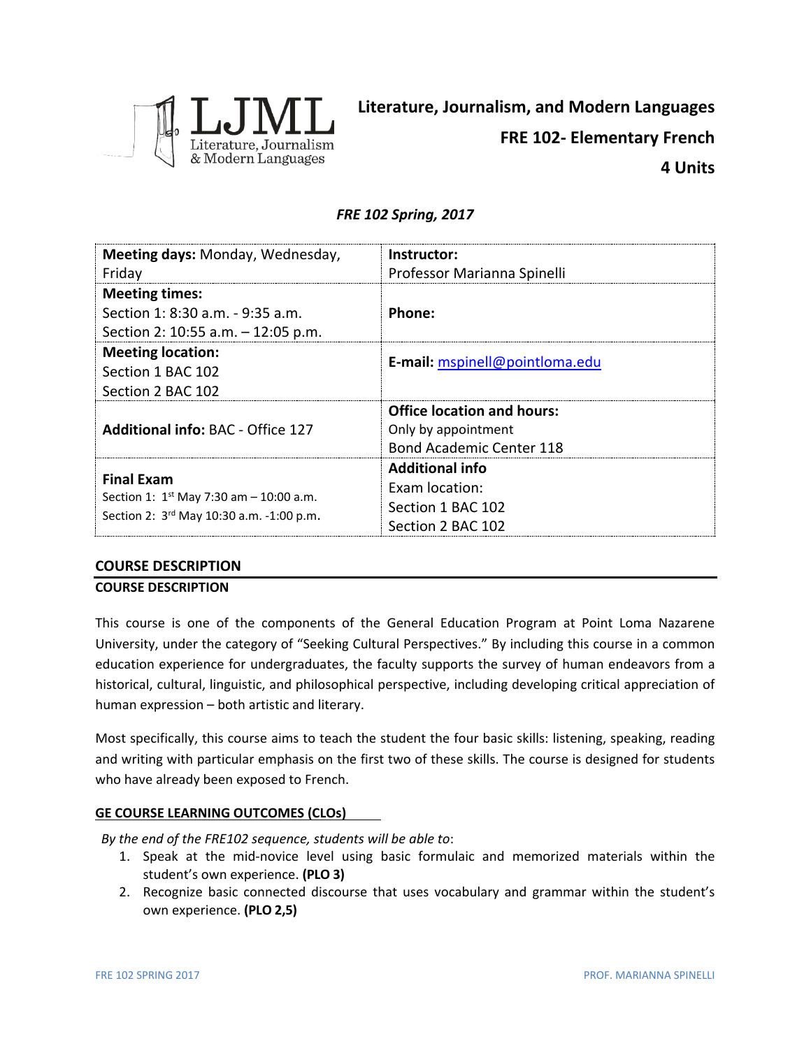# Literature, Journalism, and Modern Languages

## FRE 102- Elementary French

## 4 Units

*FRE 102 Spring, 2017*

| **Meeting days:** Monday, Wednesday, Friday | **Instructor:** Professor Marianna Spinelli |
|---|---|
| **Meeting times:** Section 1: 8:30 a.m. - 9:35 a.m. Section 2: 10:55 a.m. – 12:05 p.m. | **Phone:** |
| **Meeting location:** Section 1 BAC 102 Section 2 BAC 102 | **E-mail:** mspinell@pointloma.edu |
| **Additional info:** BAC - Office 127 | **Office location and hours:** Only by appointment Bond Academic Center 118 |
| **Final Exam** Section 1: 1st May 7:30 am – 10:00 a.m. Section 2: 3rd May 10:30 a.m. -1:00 p.m. | **Additional info** Exam location: Section 1 BAC 102 Section 2 BAC 102 |

## COURSE DESCRIPTION

**COURSE DESCRIPTION**

This course is one of the components of the General Education Program at Point Loma Nazarene University, under the category of "Seeking Cultural Perspectives." By including this course in a common education experience for undergraduates, the faculty supports the survey of human endeavors from a historical, cultural, linguistic, and philosophical perspective, including developing critical appreciation of human expression – both artistic and literary.

Most specifically, this course aims to teach the student the four basic skills: listening, speaking, reading and writing with particular emphasis on the first two of these skills. The course is designed for students who have already been exposed to French.

**GE COURSE LEARNING OUTCOMES (CLOs)**

*By the end of the FRE102 sequence, students will be able to*:

1. Speak at the mid-novice level using basic formulaic and memorized materials within the student's own experience. **(PLO 3)**
2. Recognize basic connected discourse that uses vocabulary and grammar within the student's own experience. **(PLO 2,5)**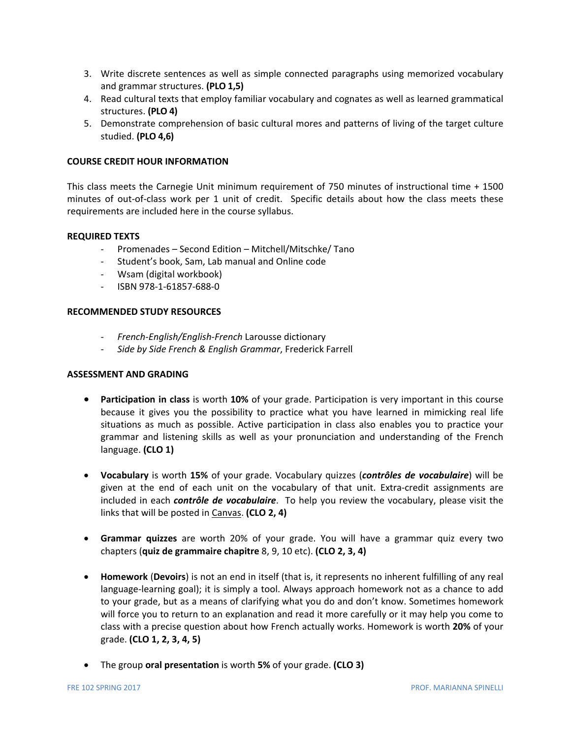3. Write discrete sentences as well as simple connected paragraphs using memorized vocabulary and grammar structures. **(PLO 1,5)**
4. Read cultural texts that employ familiar vocabulary and cognates as well as learned grammatical structures. **(PLO 4)**
5. Demonstrate comprehension of basic cultural mores and patterns of living of the target culture studied. **(PLO 4,6)**

**COURSE CREDIT HOUR INFORMATION**

This class meets the Carnegie Unit minimum requirement of 750 minutes of instructional time + 1500 minutes of out-of-class work per 1 unit of credit. Specific details about how the class meets these requirements are included here in the course syllabus.

**REQUIRED TEXTS**

- Promenades – Second Edition – Mitchell/Mitschke/ Tano
- Student's book, Sam, Lab manual and Online code
- Wsam (digital workbook)
- ISBN 978-1-61857-688-0

**RECOMMENDED STUDY RESOURCES**

- *French-English/English-French* Larousse dictionary
- *Side by Side French & English Grammar*, Frederick Farrell

**ASSESSMENT AND GRADING**

- **Participation in class** is worth **10%** of your grade. Participation is very important in this course because it gives you the possibility to practice what you have learned in mimicking real life situations as much as possible. Active participation in class also enables you to practice your grammar and listening skills as well as your pronunciation and understanding of the French language. **(CLO 1)**

- **Vocabulary** is worth **15%** of your grade. Vocabulary quizzes (***contrôles de vocabulaire***) will be given at the end of each unit on the vocabulary of that unit. Extra-credit assignments are included in each ***contrôle de vocabulaire***. To help you review the vocabulary, please visit the links that will be posted in Canvas. **(CLO 2, 4)**

- **Grammar quizzes** are worth 20% of your grade. You will have a grammar quiz every two chapters (**quiz de grammaire chapitre** 8, 9, 10 etc). **(CLO 2, 3, 4)**

- **Homework** (**Devoirs**) is not an end in itself (that is, it represents no inherent fulfilling of any real language-learning goal); it is simply a tool. Always approach homework not as a chance to add to your grade, but as a means of clarifying what you do and don't know. Sometimes homework will force you to return to an explanation and read it more carefully or it may help you come to class with a precise question about how French actually works. Homework is worth **20%** of your grade. **(CLO 1, 2, 3, 4, 5)**

- The group **oral presentation** is worth **5%** of your grade. **(CLO 3)**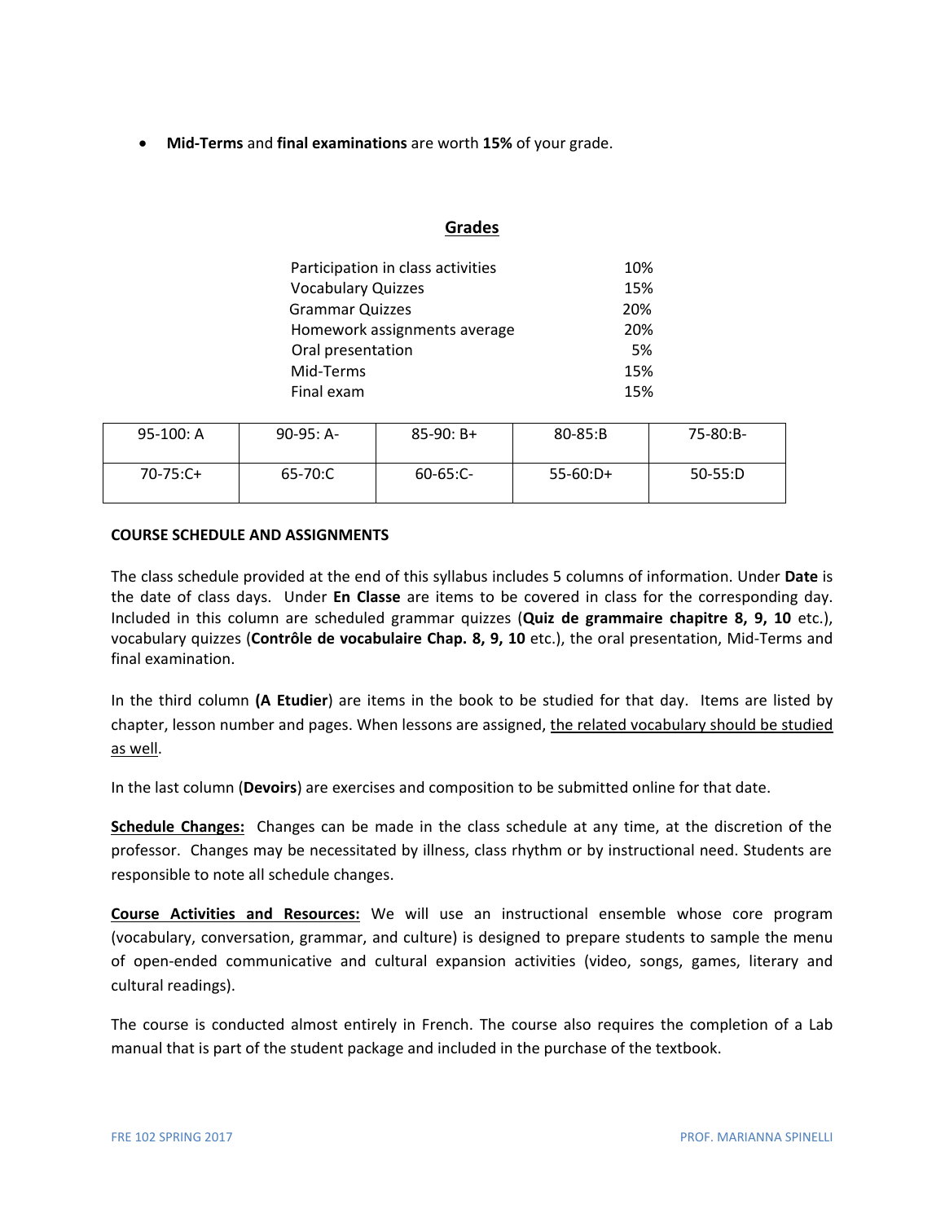- **Mid-Terms** and **final examinations** are worth **15%** of your grade.

## Grades

| | |
|---|---|
| Participation in class activities | 10% |
| Vocabulary Quizzes | 15% |
| Grammar Quizzes | 20% |
| Homework assignments average | 20% |
| Oral presentation | 5% |
| Mid-Terms | 15% |
| Final exam | 15% |

| | | | | |
|---|---|---|---|---|
| 95-100: A | 90-95: A- | 85-90: B+ | 80-85:B | 75-80:B- |
| 70-75:C+ | 65-70:C | 60-65:C- | 55-60:D+ | 50-55:D |

**COURSE SCHEDULE AND ASSIGNMENTS**

The class schedule provided at the end of this syllabus includes 5 columns of information. Under **Date** is the date of class days. Under **En Classe** are items to be covered in class for the corresponding day. Included in this column are scheduled grammar quizzes (**Quiz de grammaire chapitre 8, 9, 10** etc.), vocabulary quizzes (**Contrôle de vocabulaire Chap. 8, 9, 10** etc.), the oral presentation, Mid-Terms and final examination.

In the third column **(A Etudier**) are items in the book to be studied for that day. Items are listed by chapter, lesson number and pages. When lessons are assigned, the related vocabulary should be studied as well.

In the last column (**Devoirs**) are exercises and composition to be submitted online for that date.

**Schedule Changes:** Changes can be made in the class schedule at any time, at the discretion of the professor. Changes may be necessitated by illness, class rhythm or by instructional need. Students are responsible to note all schedule changes.

**Course Activities and Resources:** We will use an instructional ensemble whose core program (vocabulary, conversation, grammar, and culture) is designed to prepare students to sample the menu of open-ended communicative and cultural expansion activities (video, songs, games, literary and cultural readings).

The course is conducted almost entirely in French. The course also requires the completion of a Lab manual that is part of the student package and included in the purchase of the textbook.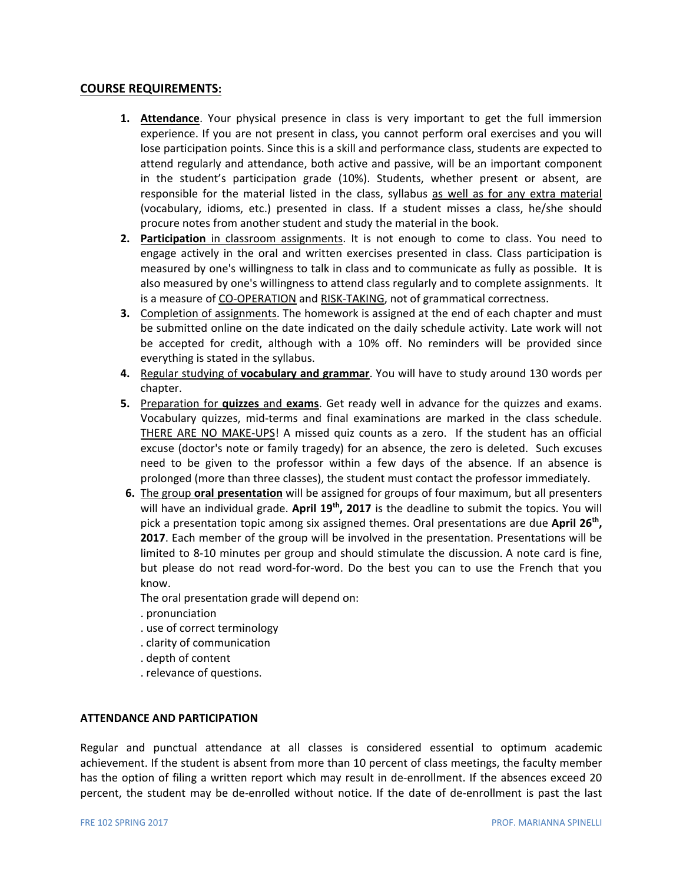## COURSE REQUIREMENTS:

1. **Attendance**. Your physical presence in class is very important to get the full immersion experience. If you are not present in class, you cannot perform oral exercises and you will lose participation points. Since this is a skill and performance class, students are expected to attend regularly and attendance, both active and passive, will be an important component in the student's participation grade (10%). Students, whether present or absent, are responsible for the material listed in the class, syllabus as well as for any extra material (vocabulary, idioms, etc.) presented in class. If a student misses a class, he/she should procure notes from another student and study the material in the book.
2. **Participation** in classroom assignments. It is not enough to come to class. You need to engage actively in the oral and written exercises presented in class. Class participation is measured by one's willingness to talk in class and to communicate as fully as possible. It is also measured by one's willingness to attend class regularly and to complete assignments. It is a measure of CO-OPERATION and RISK-TAKING, not of grammatical correctness.
3. Completion of assignments. The homework is assigned at the end of each chapter and must be submitted online on the date indicated on the daily schedule activity. Late work will not be accepted for credit, although with a 10% off. No reminders will be provided since everything is stated in the syllabus.
4. Regular studying of **vocabulary and grammar**. You will have to study around 130 words per chapter.
5. Preparation for **quizzes** and **exams**. Get ready well in advance for the quizzes and exams. Vocabulary quizzes, mid-terms and final examinations are marked in the class schedule. THERE ARE NO MAKE-UPS! A missed quiz counts as a zero. If the student has an official excuse (doctor's note or family tragedy) for an absence, the zero is deleted. Such excuses need to be given to the professor within a few days of the absence. If an absence is prolonged (more than three classes), the student must contact the professor immediately.
6. The group **oral presentation** will be assigned for groups of four maximum, but all presenters will have an individual grade. **April 19th, 2017** is the deadline to submit the topics. You will pick a presentation topic among six assigned themes. Oral presentations are due **April 26th, 2017**. Each member of the group will be involved in the presentation. Presentations will be limited to 8-10 minutes per group and should stimulate the discussion. A note card is fine, but please do not read word-for-word. Do the best you can to use the French that you know.

   The oral presentation grade will depend on:
   - pronunciation
   - use of correct terminology
   - clarity of communication
   - depth of content
   - relevance of questions.

## ATTENDANCE AND PARTICIPATION

Regular and punctual attendance at all classes is considered essential to optimum academic achievement. If the student is absent from more than 10 percent of class meetings, the faculty member has the option of filing a written report which may result in de-enrollment. If the absences exceed 20 percent, the student may be de-enrolled without notice. If the date of de-enrollment is past the last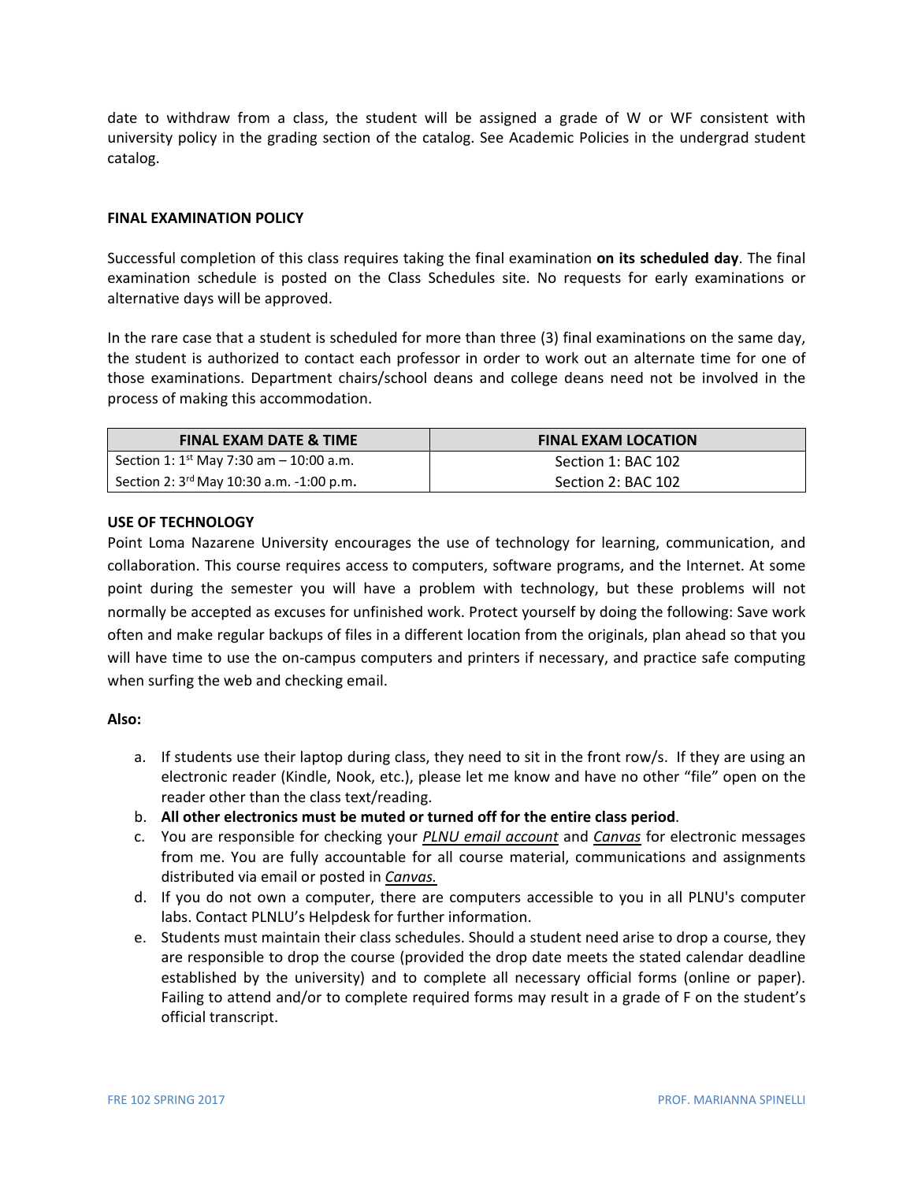date to withdraw from a class, the student will be assigned a grade of W or WF consistent with university policy in the grading section of the catalog. See Academic Policies in the undergrad student catalog.

**FINAL EXAMINATION POLICY**

Successful completion of this class requires taking the final examination **on its scheduled day**. The final examination schedule is posted on the Class Schedules site. No requests for early examinations or alternative days will be approved.

In the rare case that a student is scheduled for more than three (3) final examinations on the same day, the student is authorized to contact each professor in order to work out an alternate time for one of those examinations. Department chairs/school deans and college deans need not be involved in the process of making this accommodation.

| FINAL EXAM DATE & TIME | FINAL EXAM LOCATION |
| --- | --- |
| Section 1: 1st May 7:30 am – 10:00 a.m. | Section 1: BAC 102 |
| Section 2: 3rd May 10:30 a.m. -1:00 p.m. | Section 2: BAC 102 |

**USE OF TECHNOLOGY**

Point Loma Nazarene University encourages the use of technology for learning, communication, and collaboration. This course requires access to computers, software programs, and the Internet. At some point during the semester you will have a problem with technology, but these problems will not normally be accepted as excuses for unfinished work. Protect yourself by doing the following: Save work often and make regular backups of files in a different location from the originals, plan ahead so that you will have time to use the on-campus computers and printers if necessary, and practice safe computing when surfing the web and checking email.

**Also:**

a. If students use their laptop during class, they need to sit in the front row/s. If they are using an electronic reader (Kindle, Nook, etc.), please let me know and have no other "file" open on the reader other than the class text/reading.
b. **All other electronics must be muted or turned off for the entire class period**.
c. You are responsible for checking your *PLNU email account* and *Canvas* for electronic messages from me. You are fully accountable for all course material, communications and assignments distributed via email or posted in ***Canvas.***
d. If you do not own a computer, there are computers accessible to you in all PLNU's computer labs. Contact PLNLU's Helpdesk for further information.
e. Students must maintain their class schedules. Should a student need arise to drop a course, they are responsible to drop the course (provided the drop date meets the stated calendar deadline established by the university) and to complete all necessary official forms (online or paper). Failing to attend and/or to complete required forms may result in a grade of F on the student's official transcript.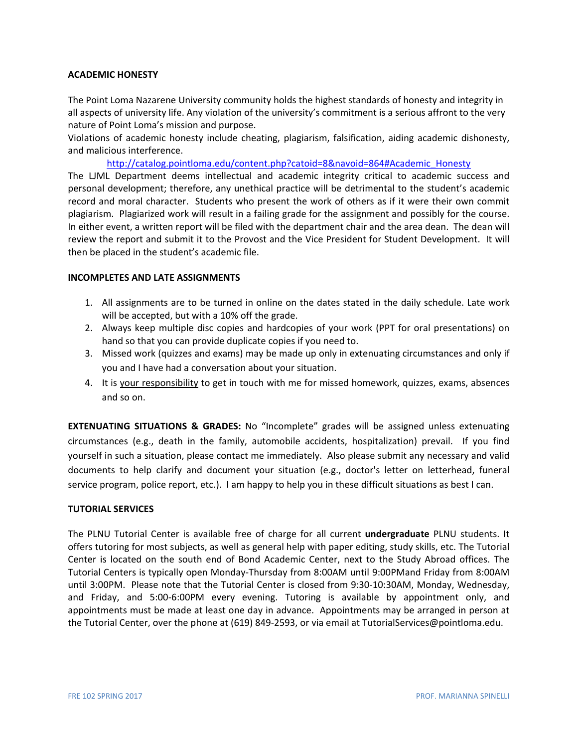### ACADEMIC HONESTY

The Point Loma Nazarene University community holds the highest standards of honesty and integrity in all aspects of university life. Any violation of the university's commitment is a serious affront to the very nature of Point Loma's mission and purpose.

Violations of academic honesty include cheating, plagiarism, falsification, aiding academic dishonesty, and malicious interference.

http://catalog.pointloma.edu/content.php?catoid=8&navoid=864#Academic_Honesty

The LJML Department deems intellectual and academic integrity critical to academic success and personal development; therefore, any unethical practice will be detrimental to the student's academic record and moral character. Students who present the work of others as if it were their own commit plagiarism. Plagiarized work will result in a failing grade for the assignment and possibly for the course. In either event, a written report will be filed with the department chair and the area dean. The dean will review the report and submit it to the Provost and the Vice President for Student Development. It will then be placed in the student's academic file.

### INCOMPLETES AND LATE ASSIGNMENTS

1. All assignments are to be turned in online on the dates stated in the daily schedule. Late work will be accepted, but with a 10% off the grade.
2. Always keep multiple disc copies and hardcopies of your work (PPT for oral presentations) on hand so that you can provide duplicate copies if you need to.
3. Missed work (quizzes and exams) may be made up only in extenuating circumstances and only if you and I have had a conversation about your situation.
4. It is <u>your responsibility</u> to get in touch with me for missed homework, quizzes, exams, absences and so on.

**EXTENUATING SITUATIONS & GRADES:** No "Incomplete" grades will be assigned unless extenuating circumstances (e.g., death in the family, automobile accidents, hospitalization) prevail. If you find yourself in such a situation, please contact me immediately. Also please submit any necessary and valid documents to help clarify and document your situation (e.g., doctor's letter on letterhead, funeral service program, police report, etc.). I am happy to help you in these difficult situations as best I can.

### TUTORIAL SERVICES

The PLNU Tutorial Center is available free of charge for all current **undergraduate** PLNU students. It offers tutoring for most subjects, as well as general help with paper editing, study skills, etc. The Tutorial Center is located on the south end of Bond Academic Center, next to the Study Abroad offices. The Tutorial Centers is typically open Monday-Thursday from 8:00AM until 9:00PMand Friday from 8:00AM until 3:00PM. Please note that the Tutorial Center is closed from 9:30-10:30AM, Monday, Wednesday, and Friday, and 5:00-6:00PM every evening. Tutoring is available by appointment only, and appointments must be made at least one day in advance. Appointments may be arranged in person at the Tutorial Center, over the phone at (619) 849-2593, or via email at TutorialServices@pointloma.edu.